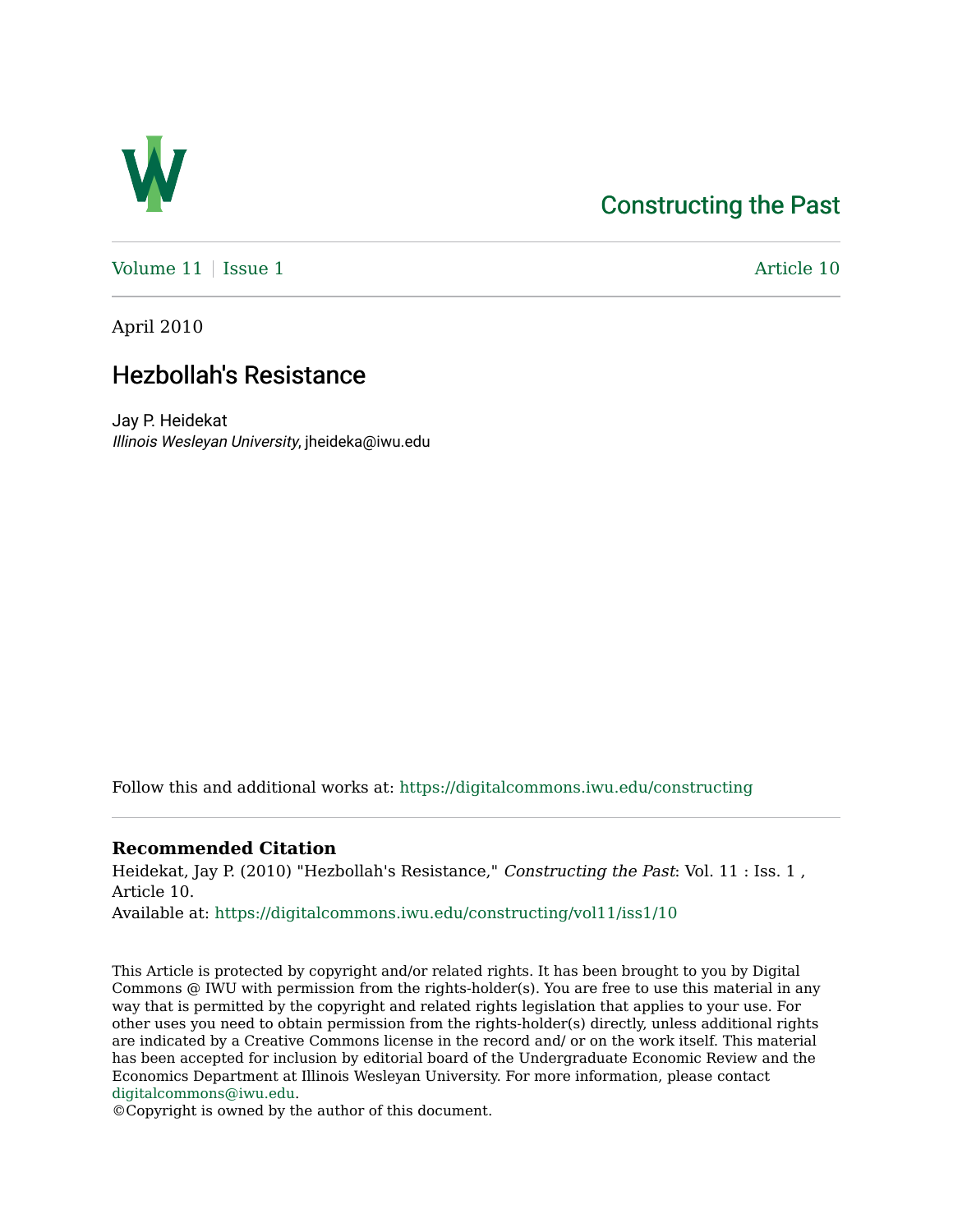Constructing the Past

Volume 11 | Issue 1 — Article 10

April 2010

# Hezbollah's Resistance

Jay P. Heidekat
*Illinois Wesleyan University*, jheideka@iwu.edu

Follow this and additional works at: https://digitalcommons.iwu.edu/constructing

**Recommended Citation**
Heidekat, Jay P. (2010) "Hezbollah's Resistance," *Constructing the Past*: Vol. 11 : Iss. 1 , Article 10.
Available at: https://digitalcommons.iwu.edu/constructing/vol11/iss1/10

This Article is protected by copyright and/or related rights. It has been brought to you by Digital Commons @ IWU with permission from the rights-holder(s). You are free to use this material in any way that is permitted by the copyright and related rights legislation that applies to your use. For other uses you need to obtain permission from the rights-holder(s) directly, unless additional rights are indicated by a Creative Commons license in the record and/ or on the work itself. This material has been accepted for inclusion by editorial board of the Undergraduate Economic Review and the Economics Department at Illinois Wesleyan University. For more information, please contact digitalcommons@iwu.edu.
©Copyright is owned by the author of this document.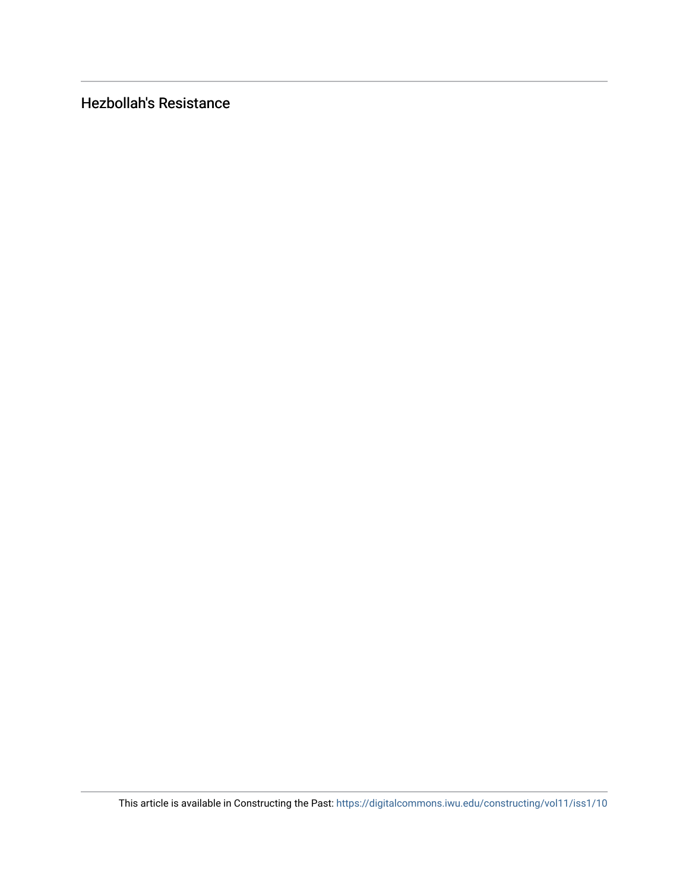## Hezbollah's Resistance

This article is available in Constructing the Past: https://digitalcommons.iwu.edu/constructing/vol11/iss1/10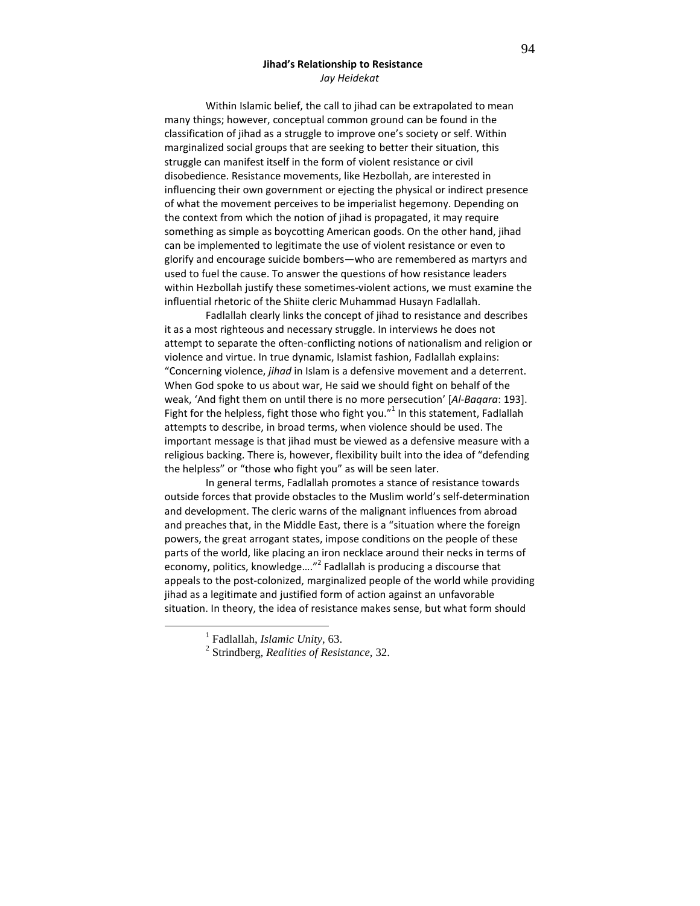## Jihad's Relationship to Resistance

*Jay Heidekat*

Within Islamic belief, the call to jihad can be extrapolated to mean many things; however, conceptual common ground can be found in the classification of jihad as a struggle to improve one's society or self. Within marginalized social groups that are seeking to better their situation, this struggle can manifest itself in the form of violent resistance or civil disobedience. Resistance movements, like Hezbollah, are interested in influencing their own government or ejecting the physical or indirect presence of what the movement perceives to be imperialist hegemony. Depending on the context from which the notion of jihad is propagated, it may require something as simple as boycotting American goods. On the other hand, jihad can be implemented to legitimate the use of violent resistance or even to glorify and encourage suicide bombers—who are remembered as martyrs and used to fuel the cause. To answer the questions of how resistance leaders within Hezbollah justify these sometimes-violent actions, we must examine the influential rhetoric of the Shiite cleric Muhammad Husayn Fadlallah.

Fadlallah clearly links the concept of jihad to resistance and describes it as a most righteous and necessary struggle. In interviews he does not attempt to separate the often-conflicting notions of nationalism and religion or violence and virtue. In true dynamic, Islamist fashion, Fadlallah explains: "Concerning violence, *jihad* in Islam is a defensive movement and a deterrent. When God spoke to us about war, He said we should fight on behalf of the weak, 'And fight them on until there is no more persecution' [*Al-Baqara*: 193]. Fight for the helpless, fight those who fight you."[1] In this statement, Fadlallah attempts to describe, in broad terms, when violence should be used. The important message is that jihad must be viewed as a defensive measure with a religious backing. There is, however, flexibility built into the idea of "defending the helpless" or "those who fight you" as will be seen later.

In general terms, Fadlallah promotes a stance of resistance towards outside forces that provide obstacles to the Muslim world's self-determination and development. The cleric warns of the malignant influences from abroad and preaches that, in the Middle East, there is a "situation where the foreign powers, the great arrogant states, impose conditions on the people of these parts of the world, like placing an iron necklace around their necks in terms of economy, politics, knowledge…."[2] Fadlallah is producing a discourse that appeals to the post-colonized, marginalized people of the world while providing jihad as a legitimate and justified form of action against an unfavorable situation. In theory, the idea of resistance makes sense, but what form should

---

[1] Fadlallah, *Islamic Unity*, 63.

[2] Strindberg, *Realities of Resistance*, 32.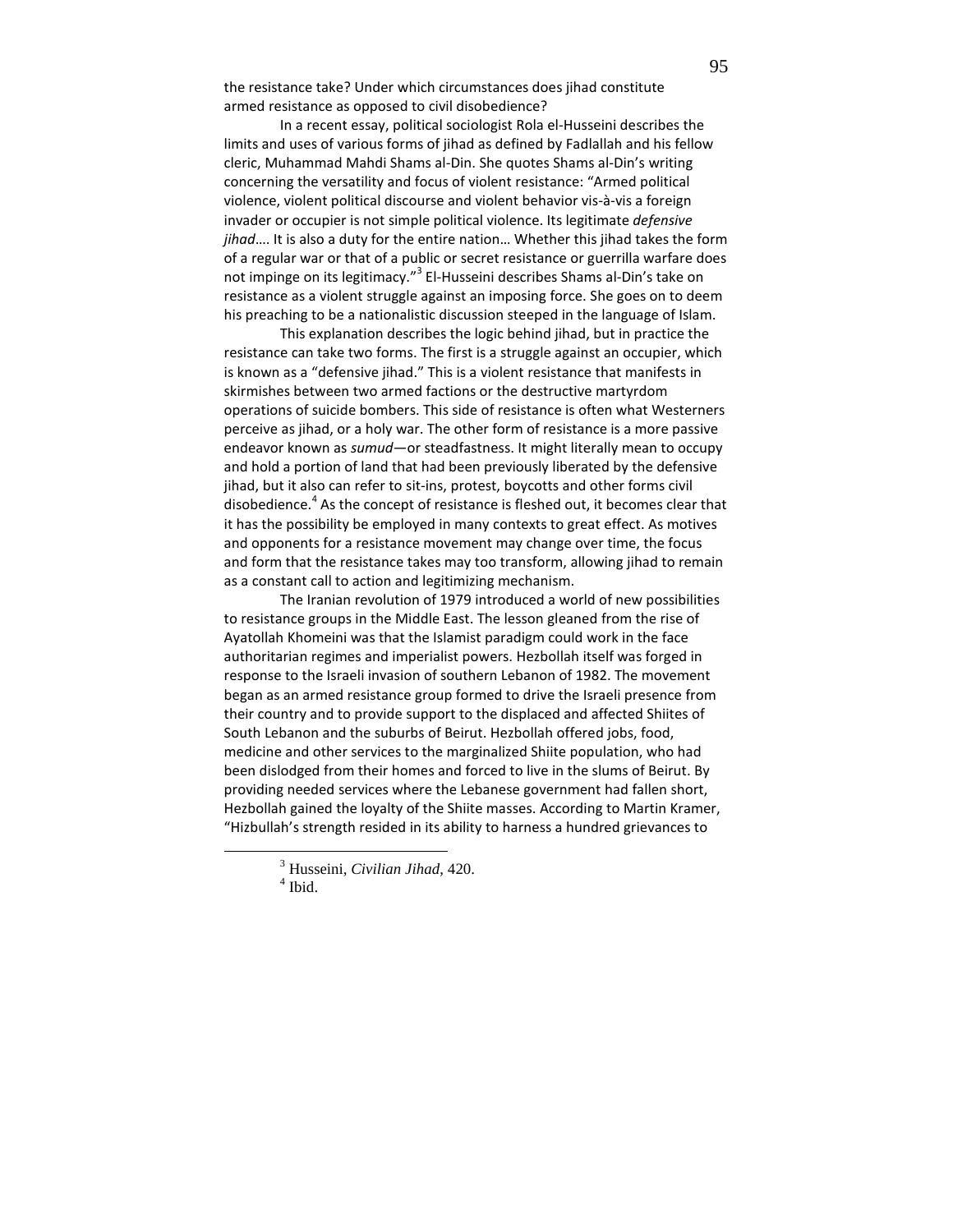the resistance take? Under which circumstances does jihad constitute armed resistance as opposed to civil disobedience?

In a recent essay, political sociologist Rola el-Husseini describes the limits and uses of various forms of jihad as defined by Fadlallah and his fellow cleric, Muhammad Mahdi Shams al-Din. She quotes Shams al-Din's writing concerning the versatility and focus of violent resistance: "Armed political violence, violent political discourse and violent behavior vis-à-vis a foreign invader or occupier is not simple political violence. Its legitimate *defensive jihad*…. It is also a duty for the entire nation… Whether this jihad takes the form of a regular war or that of a public or secret resistance or guerrilla warfare does not impinge on its legitimacy."[3] El-Husseini describes Shams al-Din's take on resistance as a violent struggle against an imposing force. She goes on to deem his preaching to be a nationalistic discussion steeped in the language of Islam.

This explanation describes the logic behind jihad, but in practice the resistance can take two forms. The first is a struggle against an occupier, which is known as a "defensive jihad." This is a violent resistance that manifests in skirmishes between two armed factions or the destructive martyrdom operations of suicide bombers. This side of resistance is often what Westerners perceive as jihad, or a holy war. The other form of resistance is a more passive endeavor known as *sumud*—or steadfastness. It might literally mean to occupy and hold a portion of land that had been previously liberated by the defensive jihad, but it also can refer to sit-ins, protest, boycotts and other forms civil disobedience.[4] As the concept of resistance is fleshed out, it becomes clear that it has the possibility be employed in many contexts to great effect. As motives and opponents for a resistance movement may change over time, the focus and form that the resistance takes may too transform, allowing jihad to remain as a constant call to action and legitimizing mechanism.

The Iranian revolution of 1979 introduced a world of new possibilities to resistance groups in the Middle East. The lesson gleaned from the rise of Ayatollah Khomeini was that the Islamist paradigm could work in the face authoritarian regimes and imperialist powers. Hezbollah itself was forged in response to the Israeli invasion of southern Lebanon of 1982. The movement began as an armed resistance group formed to drive the Israeli presence from their country and to provide support to the displaced and affected Shiites of South Lebanon and the suburbs of Beirut. Hezbollah offered jobs, food, medicine and other services to the marginalized Shiite population, who had been dislodged from their homes and forced to live in the slums of Beirut. By providing needed services where the Lebanese government had fallen short, Hezbollah gained the loyalty of the Shiite masses. According to Martin Kramer, "Hizbullah's strength resided in its ability to harness a hundred grievances to

---

[3] Husseini, *Civilian Jihad*, 420.

[4] Ibid.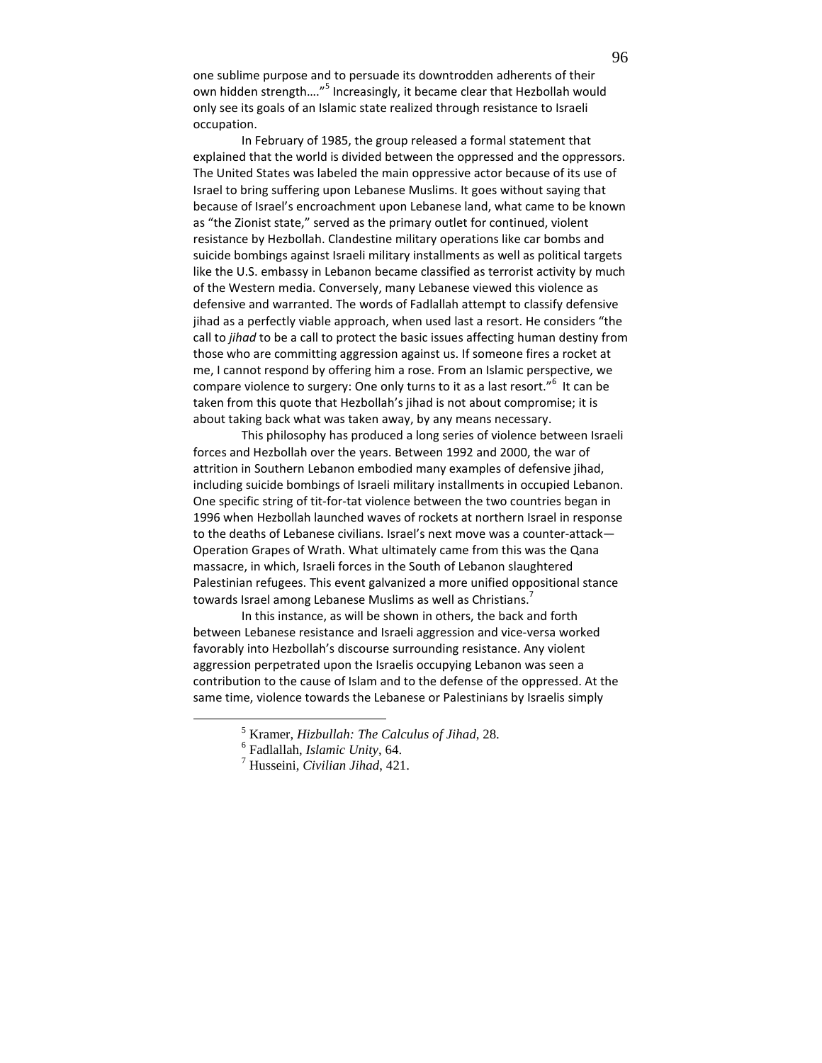one sublime purpose and to persuade its downtrodden adherents of their own hidden strength…."[5] Increasingly, it became clear that Hezbollah would only see its goals of an Islamic state realized through resistance to Israeli occupation.

In February of 1985, the group released a formal statement that explained that the world is divided between the oppressed and the oppressors. The United States was labeled the main oppressive actor because of its use of Israel to bring suffering upon Lebanese Muslims. It goes without saying that because of Israel's encroachment upon Lebanese land, what came to be known as "the Zionist state," served as the primary outlet for continued, violent resistance by Hezbollah. Clandestine military operations like car bombs and suicide bombings against Israeli military installments as well as political targets like the U.S. embassy in Lebanon became classified as terrorist activity by much of the Western media. Conversely, many Lebanese viewed this violence as defensive and warranted. The words of Fadlallah attempt to classify defensive jihad as a perfectly viable approach, when used last a resort. He considers "the call to *jihad* to be a call to protect the basic issues affecting human destiny from those who are committing aggression against us. If someone fires a rocket at me, I cannot respond by offering him a rose. From an Islamic perspective, we compare violence to surgery: One only turns to it as a last resort."[6] It can be taken from this quote that Hezbollah's jihad is not about compromise; it is about taking back what was taken away, by any means necessary.

This philosophy has produced a long series of violence between Israeli forces and Hezbollah over the years. Between 1992 and 2000, the war of attrition in Southern Lebanon embodied many examples of defensive jihad, including suicide bombings of Israeli military installments in occupied Lebanon. One specific string of tit-for-tat violence between the two countries began in 1996 when Hezbollah launched waves of rockets at northern Israel in response to the deaths of Lebanese civilians. Israel's next move was a counter-attack—Operation Grapes of Wrath. What ultimately came from this was the Qana massacre, in which, Israeli forces in the South of Lebanon slaughtered Palestinian refugees. This event galvanized a more unified oppositional stance towards Israel among Lebanese Muslims as well as Christians.[7]

In this instance, as will be shown in others, the back and forth between Lebanese resistance and Israeli aggression and vice-versa worked favorably into Hezbollah's discourse surrounding resistance. Any violent aggression perpetrated upon the Israelis occupying Lebanon was seen a contribution to the cause of Islam and to the defense of the oppressed. At the same time, violence towards the Lebanese or Palestinians by Israelis simply

---

[5] Kramer, *Hizbullah: The Calculus of Jihad*, 28.

[6] Fadlallah, *Islamic Unity*, 64.

[7] Husseini, *Civilian Jihad*, 421.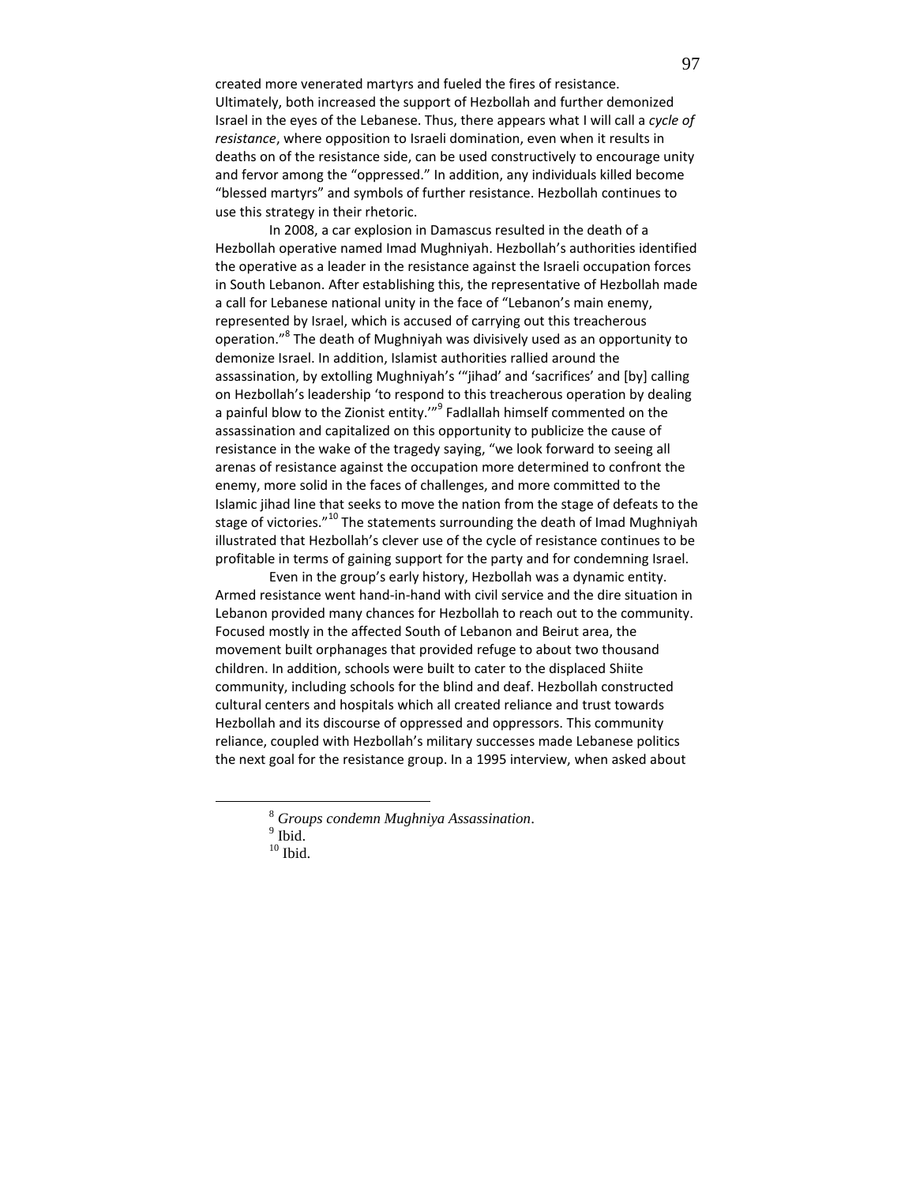created more venerated martyrs and fueled the fires of resistance. Ultimately, both increased the support of Hezbollah and further demonized Israel in the eyes of the Lebanese. Thus, there appears what I will call a *cycle of resistance*, where opposition to Israeli domination, even when it results in deaths on of the resistance side, can be used constructively to encourage unity and fervor among the "oppressed." In addition, any individuals killed become "blessed martyrs" and symbols of further resistance. Hezbollah continues to use this strategy in their rhetoric.

In 2008, a car explosion in Damascus resulted in the death of a Hezbollah operative named Imad Mughniyah. Hezbollah's authorities identified the operative as a leader in the resistance against the Israeli occupation forces in South Lebanon. After establishing this, the representative of Hezbollah made a call for Lebanese national unity in the face of "Lebanon's main enemy, represented by Israel, which is accused of carrying out this treacherous operation."[8] The death of Mughniyah was divisively used as an opportunity to demonize Israel. In addition, Islamist authorities rallied around the assassination, by extolling Mughniyah's '"jihad' and 'sacrifices' and [by] calling on Hezbollah's leadership 'to respond to this treacherous operation by dealing a painful blow to the Zionist entity.'"[9] Fadlallah himself commented on the assassination and capitalized on this opportunity to publicize the cause of resistance in the wake of the tragedy saying, "we look forward to seeing all arenas of resistance against the occupation more determined to confront the enemy, more solid in the faces of challenges, and more committed to the Islamic jihad line that seeks to move the nation from the stage of defeats to the stage of victories."[10] The statements surrounding the death of Imad Mughniyah illustrated that Hezbollah's clever use of the cycle of resistance continues to be profitable in terms of gaining support for the party and for condemning Israel.

Even in the group's early history, Hezbollah was a dynamic entity. Armed resistance went hand-in-hand with civil service and the dire situation in Lebanon provided many chances for Hezbollah to reach out to the community. Focused mostly in the affected South of Lebanon and Beirut area, the movement built orphanages that provided refuge to about two thousand children. In addition, schools were built to cater to the displaced Shiite community, including schools for the blind and deaf. Hezbollah constructed cultural centers and hospitals which all created reliance and trust towards Hezbollah and its discourse of oppressed and oppressors. This community reliance, coupled with Hezbollah's military successes made Lebanese politics the next goal for the resistance group. In a 1995 interview, when asked about

---

[8] *Groups condemn Mughniya Assassination*.

[9] Ibid.

[10] Ibid.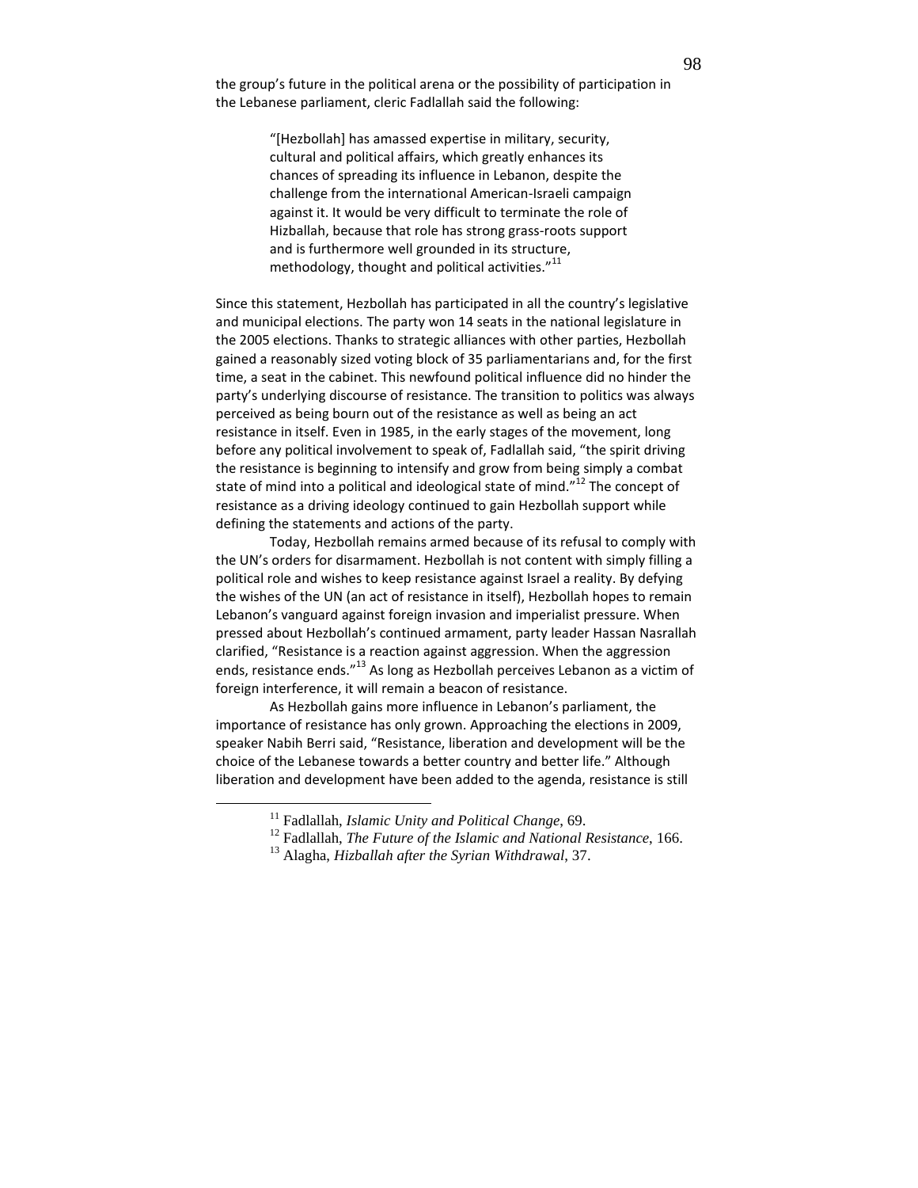the group's future in the political arena or the possibility of participation in the Lebanese parliament, cleric Fadlallah said the following:

> "[Hezbollah] has amassed expertise in military, security, cultural and political affairs, which greatly enhances its chances of spreading its influence in Lebanon, despite the challenge from the international American-Israeli campaign against it. It would be very difficult to terminate the role of Hizballah, because that role has strong grass-roots support and is furthermore well grounded in its structure, methodology, thought and political activities."[11]

Since this statement, Hezbollah has participated in all the country's legislative and municipal elections. The party won 14 seats in the national legislature in the 2005 elections. Thanks to strategic alliances with other parties, Hezbollah gained a reasonably sized voting block of 35 parliamentarians and, for the first time, a seat in the cabinet. This newfound political influence did no hinder the party's underlying discourse of resistance. The transition to politics was always perceived as being bourn out of the resistance as well as being an act resistance in itself. Even in 1985, in the early stages of the movement, long before any political involvement to speak of, Fadlallah said, "the spirit driving the resistance is beginning to intensify and grow from being simply a combat state of mind into a political and ideological state of mind."[12] The concept of resistance as a driving ideology continued to gain Hezbollah support while defining the statements and actions of the party.

Today, Hezbollah remains armed because of its refusal to comply with the UN's orders for disarmament. Hezbollah is not content with simply filling a political role and wishes to keep resistance against Israel a reality. By defying the wishes of the UN (an act of resistance in itself), Hezbollah hopes to remain Lebanon's vanguard against foreign invasion and imperialist pressure. When pressed about Hezbollah's continued armament, party leader Hassan Nasrallah clarified, "Resistance is a reaction against aggression. When the aggression ends, resistance ends."[13] As long as Hezbollah perceives Lebanon as a victim of foreign interference, it will remain a beacon of resistance.

As Hezbollah gains more influence in Lebanon's parliament, the importance of resistance has only grown. Approaching the elections in 2009, speaker Nabih Berri said, "Resistance, liberation and development will be the choice of the Lebanese towards a better country and better life." Although liberation and development have been added to the agenda, resistance is still

---

[11] Fadlallah, *Islamic Unity and Political Change*, 69.

[12] Fadlallah, *The Future of the Islamic and National Resistance*, 166.

[13] Alagha, *Hizballah after the Syrian Withdrawal*, 37.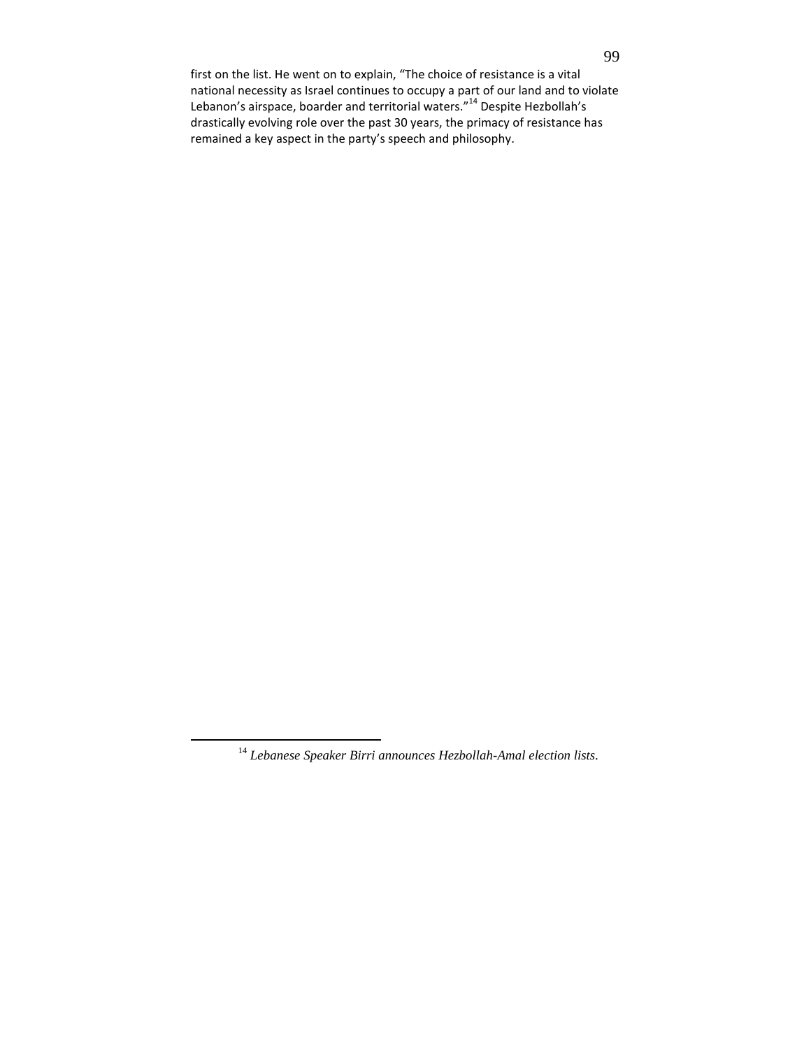first on the list. He went on to explain, “The choice of resistance is a vital national necessity as Israel continues to occupy a part of our land and to violate Lebanon’s airspace, boarder and territorial waters.”[14] Despite Hezbollah’s drastically evolving role over the past 30 years, the primacy of resistance has remained a key aspect in the party’s speech and philosophy.

---

[14] *Lebanese Speaker Birri announces Hezbollah-Amal election lists*.